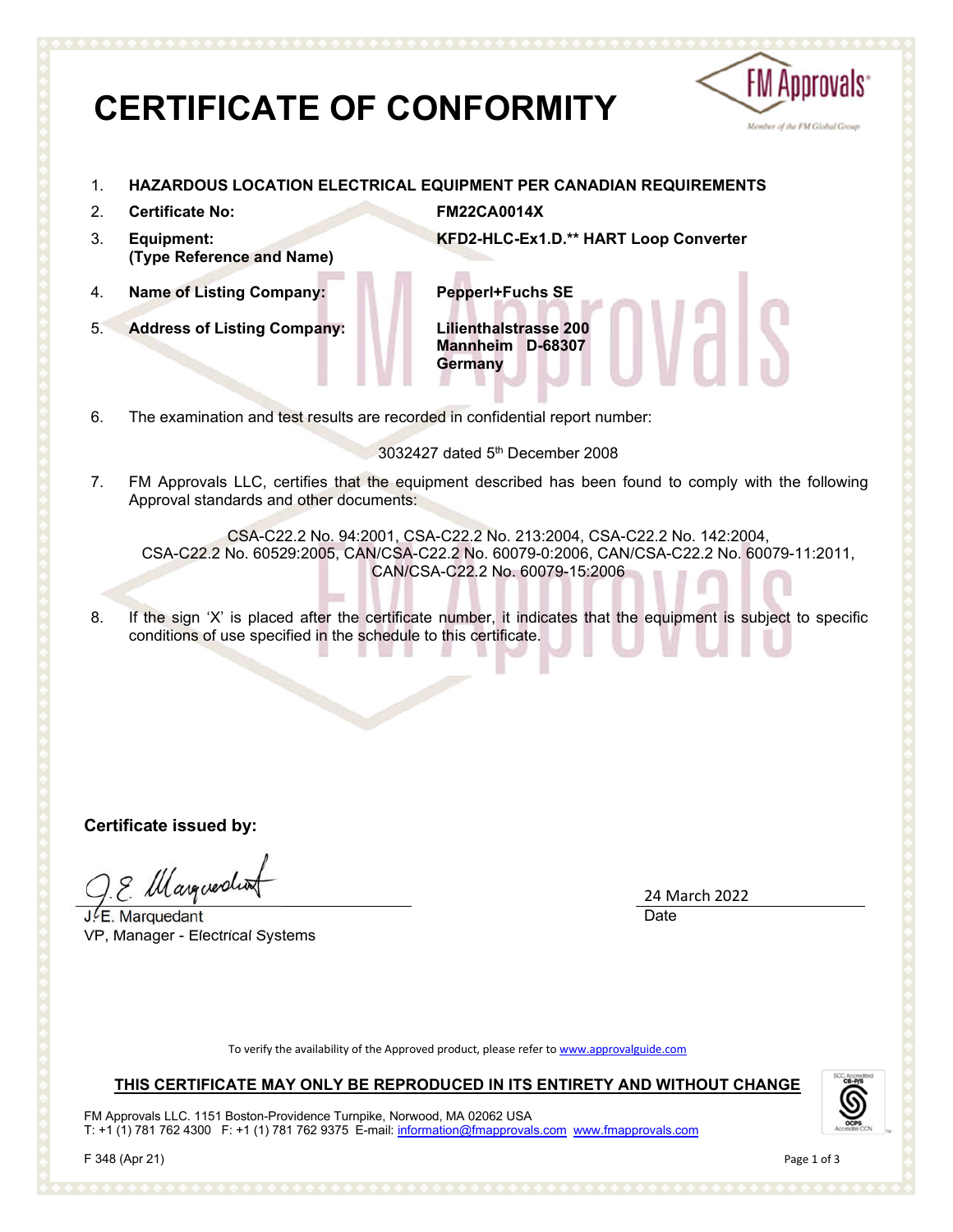# CERTIFICATE OF CONFORMITY

FM Approvals

Member of the FM Global Group

1. **HAZARDOUS LOCATION ELECTRICAL EQUIPMENT PER CANADIAN REQUIREMENTS**
2. **Certificate No:** **FM22CA0014X**
3. **Equipment: (Type Reference and Name)** **KFD2-HLC-Ex1.D.** HART Loop Converter**
4. **Name of Listing Company:** **Pepperl+Fuchs SE**
5. **Address of Listing Company:** **Lilienthalstrasse 200 Mannheim D-68307 Germany**
6. The examination and test results are recorded in confidential report number:

   3032427 dated 5th December 2008

7. FM Approvals LLC, certifies that the equipment described has been found to comply with the following Approval standards and other documents:

   CSA-C22.2 No. 94:2001, CSA-C22.2 No. 213:2004, CSA-C22.2 No. 142:2004, CSA-C22.2 No. 60529:2005, CAN/CSA-C22.2 No. 60079-0:2006, CAN/CSA-C22.2 No. 60079-11:2011, CAN/CSA-C22.2 No. 60079-15:2006

8. If the sign 'X' is placed after the certificate number, it indicates that the equipment is subject to specific conditions of use specified in the schedule to this certificate.

**Certificate issued by:**

J.E. Marquedant
VP, Manager - Electrical Systems

24 March 2022
Date

To verify the availability of the Approved product, please refer to www.approvalguide.com

**THIS CERTIFICATE MAY ONLY BE REPRODUCED IN ITS ENTIRETY AND WITHOUT CHANGE**

FM Approvals LLC. 1151 Boston-Providence Turnpike, Norwood, MA 02062 USA
T: +1 (1) 781 762 4300 F: +1 (1) 781 762 9375 E-mail: information@fmapprovals.com www.fmapprovals.com

F 348 (Apr 21)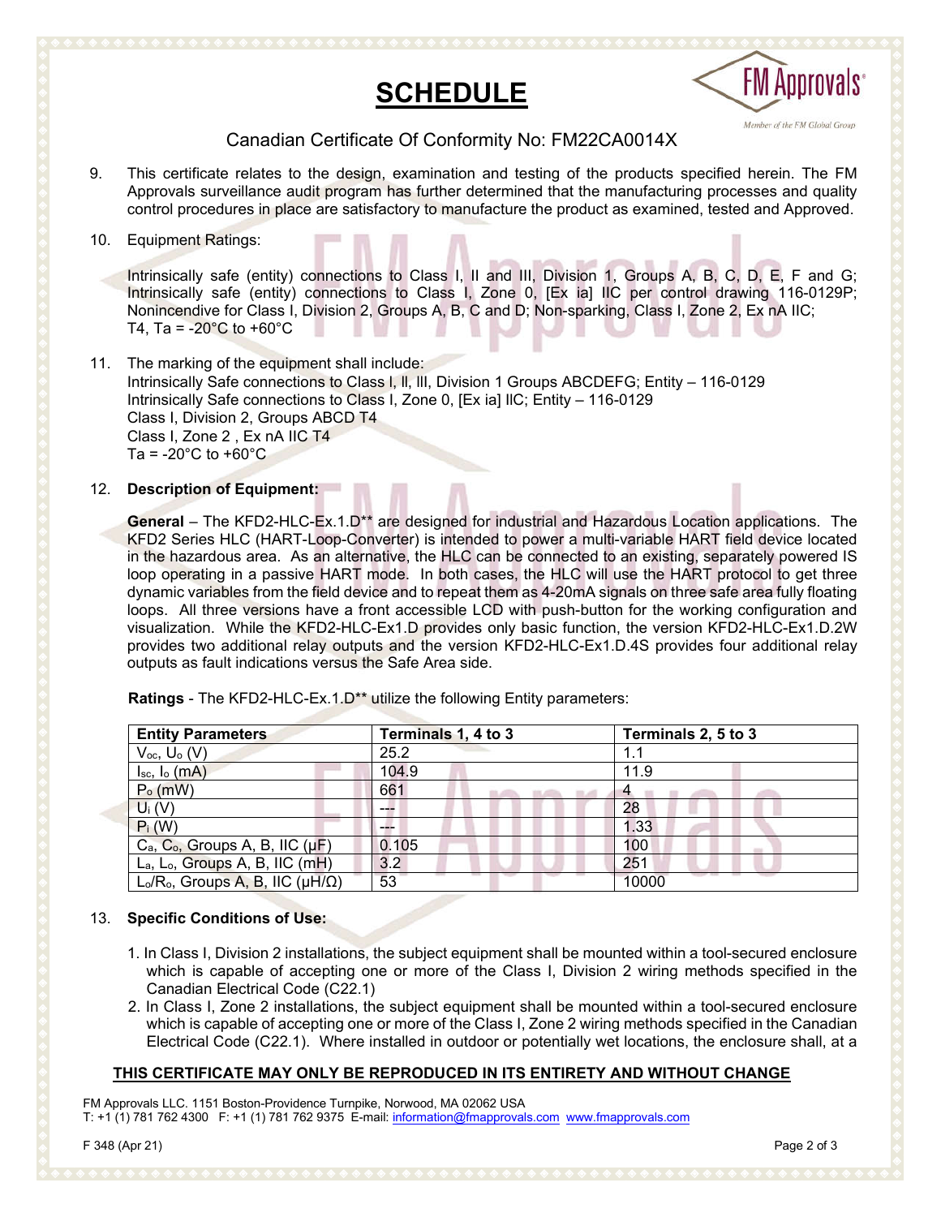# SCHEDULE

Canadian Certificate Of Conformity No: FM22CA0014X

9. This certificate relates to the design, examination and testing of the products specified herein. The FM Approvals surveillance audit program has further determined that the manufacturing processes and quality control procedures in place are satisfactory to manufacture the product as examined, tested and Approved.

10. Equipment Ratings:

    Intrinsically safe (entity) connections to Class I, II and III, Division 1, Groups A, B, C, D, E, F and G; Intrinsically safe (entity) connections to Class I, Zone 0, [Ex ia] IIC per control drawing 116-0129P; Nonincendive for Class I, Division 2, Groups A, B, C and D; Non-sparking, Class I, Zone 2, Ex nA IIC; T4, Ta = -20°C to +60°C

11. The marking of the equipment shall include:
    Intrinsically Safe connections to Class I, II, III, Division 1 Groups ABCDEFG; Entity – 116-0129
    Intrinsically Safe connections to Class I, Zone 0, [Ex ia] IIC; Entity – 116-0129
    Class I, Division 2, Groups ABCD T4
    Class I, Zone 2 , Ex nA IIC T4
    Ta = -20°C to +60°C

12. **Description of Equipment:**

    **General** – The KFD2-HLC-Ex.1.D** are designed for industrial and Hazardous Location applications. The KFD2 Series HLC (HART-Loop-Converter) is intended to power a multi-variable HART field device located in the hazardous area. As an alternative, the HLC can be connected to an existing, separately powered IS loop operating in a passive HART mode. In both cases, the HLC will use the HART protocol to get three dynamic variables from the field device and to repeat them as 4-20mA signals on three safe area fully floating loops. All three versions have a front accessible LCD with push-button for the working configuration and visualization. While the KFD2-HLC-Ex1.D provides only basic function, the version KFD2-HLC-Ex1.D.2W provides two additional relay outputs and the version KFD2-HLC-Ex1.D.4S provides four additional relay outputs as fault indications versus the Safe Area side.

    **Ratings** - The KFD2-HLC-Ex.1.D** utilize the following Entity parameters:

| Entity Parameters | Terminals 1, 4 to 3 | Terminals 2, 5 to 3 |
|---|---|---|
| $V_{oc}$, $U_o$ (V) | 25.2 | 1.1 |
| $I_{sc}$, $I_o$ (mA) | 104.9 | 11.9 |
| $P_o$ (mW) | 661 | 4 |
| $U_i$ (V) | --- | 28 |
| $P_i$ (W) | --- | 1.33 |
| $C_a$, $C_o$, Groups A, B, IIC (µF) | 0.105 | 100 |
| $L_a$, $L_o$, Groups A, B, IIC (mH) | 3.2 | 251 |
| $L_o/R_o$, Groups A, B, IIC (µH/Ω) | 53 | 10000 |

13. **Specific Conditions of Use:**

    1. In Class I, Division 2 installations, the subject equipment shall be mounted within a tool-secured enclosure which is capable of accepting one or more of the Class I, Division 2 wiring methods specified in the Canadian Electrical Code (C22.1)
    2. In Class I, Zone 2 installations, the subject equipment shall be mounted within a tool-secured enclosure which is capable of accepting one or more of the Class I, Zone 2 wiring methods specified in the Canadian Electrical Code (C22.1). Where installed in outdoor or potentially wet locations, the enclosure shall, at a

**THIS CERTIFICATE MAY ONLY BE REPRODUCED IN ITS ENTIRETY AND WITHOUT CHANGE**

FM Approvals LLC. 1151 Boston-Providence Turnpike, Norwood, MA 02062 USA
T: +1 (1) 781 762 4300 F: +1 (1) 781 762 9375 E-mail: information@fmapprovals.com www.fmapprovals.com

F 348 (Apr 21)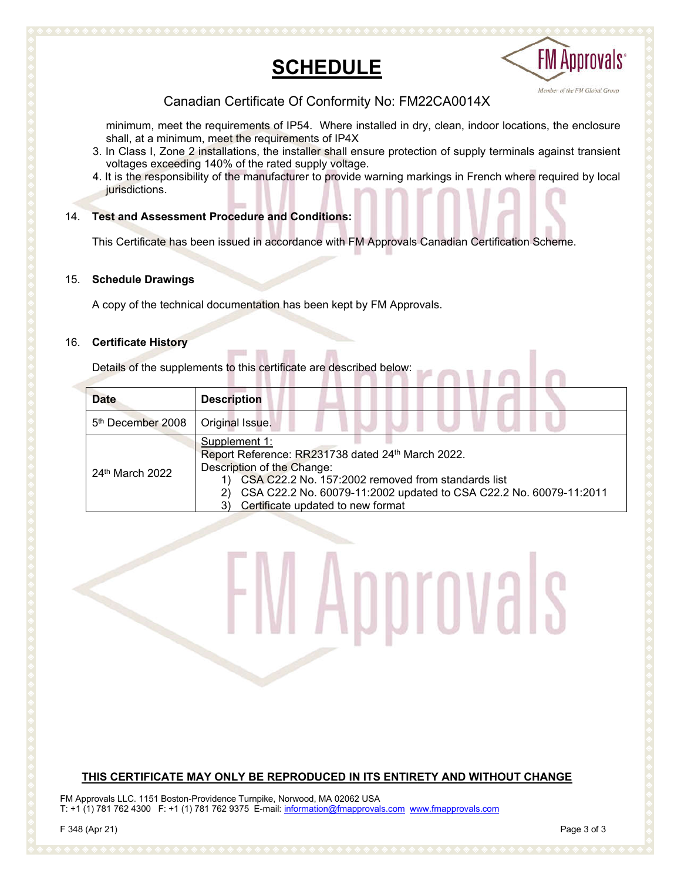# SCHEDULE

Canadian Certificate Of Conformity No: FM22CA0014X

minimum, meet the requirements of IP54. Where installed in dry, clean, indoor locations, the enclosure shall, at a minimum, meet the requirements of IP4X

3. In Class I, Zone 2 installations, the installer shall ensure protection of supply terminals against transient voltages exceeding 140% of the rated supply voltage.
4. It is the responsibility of the manufacturer to provide warning markings in French where required by local jurisdictions.

14. **Test and Assessment Procedure and Conditions:**

This Certificate has been issued in accordance with FM Approvals Canadian Certification Scheme.

15. **Schedule Drawings**

A copy of the technical documentation has been kept by FM Approvals.

16. **Certificate History**

Details of the supplements to this certificate are described below:

| Date | Description |
|---|---|
| 5th December 2008 | Original Issue. |
| 24th March 2022 | Supplement 1:<br>Report Reference: RR231738 dated 24th March 2022.<br>Description of the Change:<br>1) CSA C22.2 No. 157:2002 removed from standards list<br>2) CSA C22.2 No. 60079-11:2002 updated to CSA C22.2 No. 60079-11:2011<br>3) Certificate updated to new format |

**THIS CERTIFICATE MAY ONLY BE REPRODUCED IN ITS ENTIRETY AND WITHOUT CHANGE**

FM Approvals LLC. 1151 Boston-Providence Turnpike, Norwood, MA 02062 USA
T: +1 (1) 781 762 4300 F: +1 (1) 781 762 9375 E-mail: information@fmapprovals.com www.fmapprovals.com

F 348 (Apr 21)